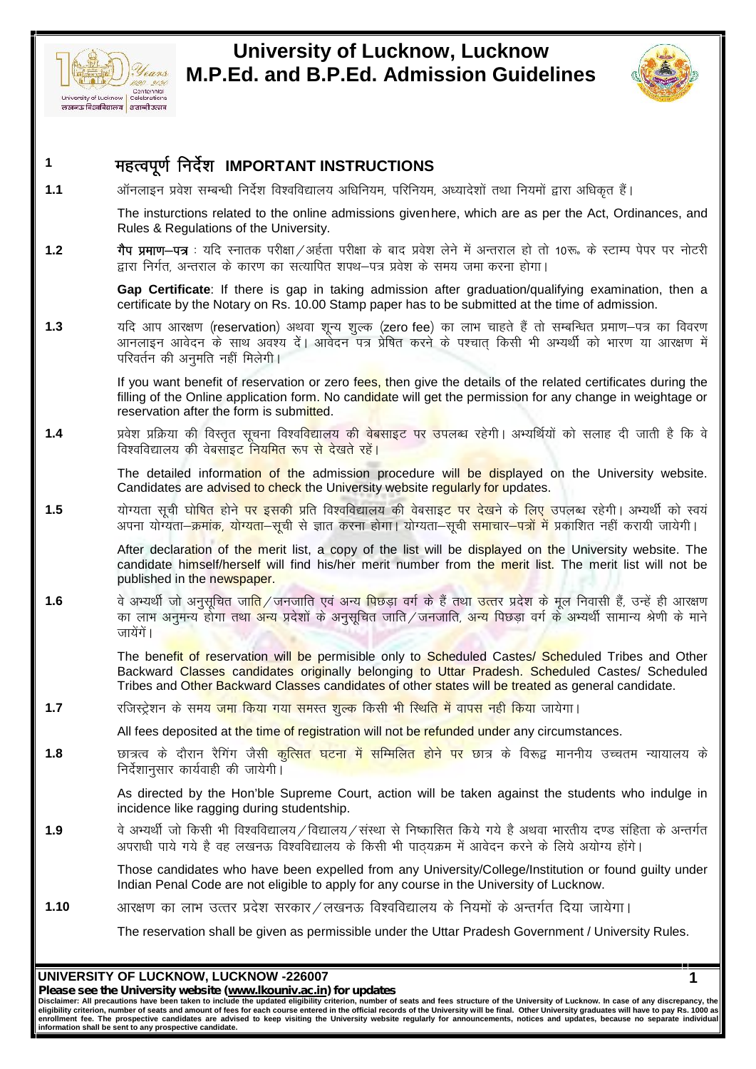# University of Lucknow, Lucknow
# M.P.Ed. and B.P.Ed. Admission Guidelines

## 1 महत्वपूर्ण निर्देश IMPORTANT INSTRUCTIONS

**1.1** ऑनलाइन प्रवेश सम्बन्धी निर्देश विश्वविद्यालय अधिनियम, परिनियम, अध्यादेशों तथा नियमों द्वारा अधिकृत हैं।

The insturctions related to the online admissions givenhere, which are as per the Act, Ordinances, and Rules & Regulations of the University.

**1.2** **गैप प्रमाण–पत्र** : यदि स्नातक परीक्षा/अर्हता परीक्षा के बाद प्रवेश लेने में अन्तराल हो तो 10रू॰ के स्टाम्प पेपर पर नोटरी द्वारा निर्गत, अन्तराल के कारण का सत्यापित शपथ–पत्र प्रवेश के समय जमा करना होगा।

**Gap Certificate**: If there is gap in taking admission after graduation/qualifying examination, then a certificate by the Notary on Rs. 10.00 Stamp paper has to be submitted at the time of admission.

**1.3** यदि आप आरक्षण (reservation) अथवा शून्य शुल्क (zero fee) का लाभ चाहते हैं तो सम्बन्धित प्रमाण–पत्र का विवरण आनलाइन आवेदन के साथ अवश्य दें। आवेदन पत्र प्रेषित करने के पश्चात् किसी भी अभ्यर्थी को भारण या आरक्षण में परिवर्तन की अनुमति नहीं मिलेगी।

If you want benefit of reservation or zero fees, then give the details of the related certificates during the filling of the Online application form. No candidate will get the permission for any change in weightage or reservation after the form is submitted.

**1.4** प्रवेश प्रक्रिया की विस्तृत सूचना विश्वविद्यालय की वेबसाइट पर उपलब्ध रहेगी। अभ्यर्थियों को सलाह दी जाती है कि वे विश्वविद्यालय की वेबसाइट नियमित रूप से देखते रहें।

The detailed information of the admission procedure will be displayed on the University website. Candidates are advised to check the University website regularly for updates.

**1.5** योग्यता सूची घोषित होने पर इसकी प्रति विश्वविद्यालय की वेबसाइट पर देखने के लिए उपलब्ध रहेगी। अभ्यर्थी को स्वयं अपना योग्यता–क्रमांक, योग्यता–सूची से ज्ञात करना होगा। योग्यता–सूची समाचार–पत्रों में प्रकाशित नहीं करायी जायेगी।

After declaration of the merit list, a copy of the list will be displayed on the University website. The candidate himself/herself will find his/her merit number from the merit list. The merit list will not be published in the newspaper.

**1.6** वे अभ्यर्थी जो अनुसूचित जाति/जनजाति एवं अन्य पिछड़ा वर्ग के हैं तथा उत्तर प्रदेश के मूल निवासी हैं, उन्हें ही आरक्षण का लाभ अनुमन्य होगा तथा अन्य प्रदेशों के अनुसूचित जाति/जनजाति, अन्य पिछड़ा वर्ग के अभ्यर्थी सामान्य श्रेणी के माने जायेंगें।

The benefit of reservation will be permisible only to Scheduled Castes/ Scheduled Tribes and Other Backward Classes candidates originally belonging to Uttar Pradesh. Scheduled Castes/ Scheduled Tribes and Other Backward Classes candidates of other states will be treated as general candidate.

**1.7** रजिस्ट्रेशन के समय जमा किया गया समस्त शुल्क किसी भी स्थिति में वापस नही किया जायेगा।

All fees deposited at the time of registration will not be refunded under any circumstances.

**1.8** छात्रत्व के दौरान रैगिंग जैसी कुत्सित घटना में सम्मिलित होने पर छात्र के विरूद्व माननीय उच्चतम न्यायालय के निर्देशानुसार कार्यवाही की जायेगी।

As directed by the Hon'ble Supreme Court, action will be taken against the students who indulge in incidence like ragging during studentship.

**1.9** वे अभ्यर्थी जो किसी भी विश्वविद्यालय/विद्यालय/संस्था से निष्कासित किये गये है अथवा भारतीय दण्ड संहिता के अन्तर्गत अपराधी पाये गये है वह लखनऊ विश्वविद्यालय के किसी भी पाठ्यक्रम में आवेदन करने के लिये अयोग्य होंगे।

Those candidates who have been expelled from any University/College/Institution or found guilty under Indian Penal Code are not eligible to apply for any course in the University of Lucknow.

**1.10** आरक्षण का लाभ उत्तर प्रदेश सरकार/लखनऊ विश्वविद्यालय के नियमों के अन्तर्गत दिया जायेगा।

The reservation shall be given as permissible under the Uttar Pradesh Government / University Rules.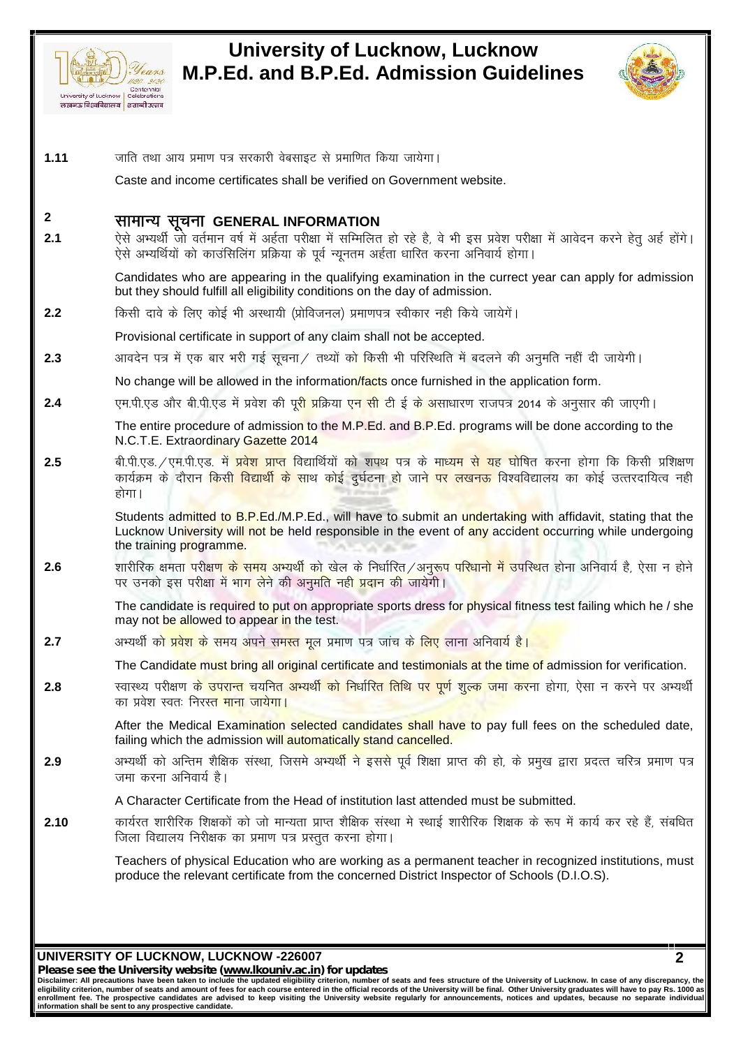**1.11** जाति तथा आय प्रमाण पत्र सरकारी वेबसाइट से प्रमाणित किया जायेगा।

Caste and income certificates shall be verified on Government website.

## 2 सामान्य सूचना GENERAL INFORMATION

**2.1** ऐसे अभ्यर्थी जो वर्तमान वर्ष में अर्हता परीक्षा में सम्मिलित हो रहे है, वे भी इस प्रवेश परीक्षा में आवेदन करने हेतु अर्ह होंगे। ऐसे अभ्यर्थियों को काउंसिलिंग प्रक्रिया के पूर्व न्यूनतम अर्हता धारित करना अनिवार्य होगा।

Candidates who are appearing in the qualifying examination in the currect year can apply for admission but they should fulfill all eligibility conditions on the day of admission.

**2.2** किसी दावे के लिए कोई भी अस्थायी (प्रोविजनल) प्रमाणपत्र स्वीकार नही किये जायेगें।

Provisional certificate in support of any claim shall not be accepted.

**2.3** आवदेन पत्र में एक बार भरी गई सूचना / तथ्यों को किसी भी परिस्थिति में बदलने की अनुमति नहीं दी जायेगी।

No change will be allowed in the information/facts once furnished in the application form.

**2.4** एम.पी.एड और बी.पी.एड में प्रवेश की पूरी प्रक्रिया एन सी टी ई के असाधारण राजपत्र 2014 के अनुसार की जाएगी।

The entire procedure of admission to the M.P.Ed. and B.P.Ed. programs will be done according to the N.C.T.E. Extraordinary Gazette 2014

**2.5** बी.पी.एड. / एम.पी.एड. में प्रवेश प्राप्त विद्यार्थियों को शपथ पत्र के माध्यम से यह घोषित करना होगा कि किसी प्रशिक्षण कार्यक्रम के दौरान किसी विद्यार्थी के साथ कोई दुर्घटना हो जाने पर लखनऊ विश्वविद्यालय का कोई उत्तरदायित्व नही होगा।

Students admitted to B.P.Ed./M.P.Ed., will have to submit an undertaking with affidavit, stating that the Lucknow University will not be held responsible in the event of any accident occurring while undergoing the training programme.

**2.6** शारीरिक क्षमता परीक्षण के समय अभ्यर्थी को खेल के निर्धारित / अनुरूप परिधानो में उपस्थित होना अनिवार्य है, ऐसा न होने पर उनको इस परीक्षा में भाग लेने की अनुमति नही प्रदान की जायेगी।

The candidate is required to put on appropriate sports dress for physical fitness test failing which he / she may not be allowed to appear in the test.

**2.7** अभ्यर्थी को प्रवेश के समय अपने समस्त मूल प्रमाण पत्र जांच के लिए लाना अनिवार्य है।

The Candidate must bring all original certificate and testimonials at the time of admission for verification.

**2.8** स्वास्थ्य परीक्षण के उपरान्त चयनित अभ्यर्थी को निर्धारित तिथि पर पूर्ण शुल्क जमा करना होगा, ऐसा न करने पर अभ्यर्थी का प्रवेश स्वतः निरस्त माना जायेगा।

After the Medical Examination selected candidates shall have to pay full fees on the scheduled date, failing which the admission will automatically stand cancelled.

**2.9** अभ्यर्थी को अन्तिम शैक्षिक संस्था, जिसमे अभ्यर्थी ने इससे पूर्व शिक्षा प्राप्त की हो, के प्रमुख द्वारा प्रदत्त चरित्र प्रमाण पत्र जमा करना अनिवार्य है।

A Character Certificate from the Head of institution last attended must be submitted.

**2.10** कार्यरत शारीरिक शिक्षकों को जो मान्यता प्राप्त शैक्षिक संस्था मे स्थाई शारीरिक शिक्षक के रूप में कार्य कर रहे हैं, संबधित जिला विद्यालय निरीक्षक का प्रमाण पत्र प्रस्तुत करना होगा।

Teachers of physical Education who are working as a permanent teacher in recognized institutions, must produce the relevant certificate from the concerned District Inspector of Schools (D.I.O.S).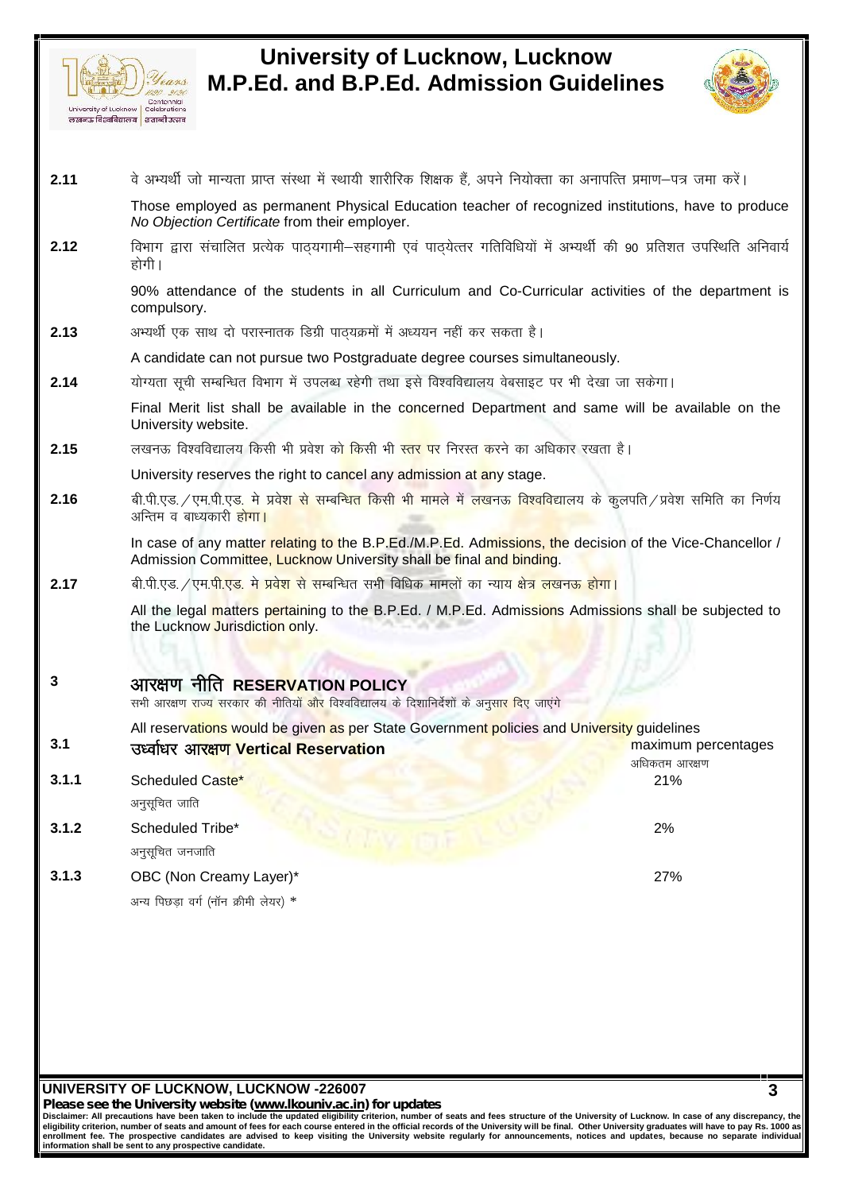**2.11** वे अभ्यर्थी जो मान्यता प्राप्त संस्था में स्थायी शारीरिक शिक्षक हैं, अपने नियोक्ता का अनापत्ति प्रमाण–पत्र जमा करें।

Those employed as permanent Physical Education teacher of recognized institutions, have to produce *No Objection Certificate* from their employer.

**2.12** विभाग द्वारा संचालित प्रत्येक पाठ्यगामी–सहगामी एवं पाठ्येत्तर गतिविधियों में अभ्यर्थी की 90 प्रतिशत उपस्थिति अनिवार्य होगी।

90% attendance of the students in all Curriculum and Co-Curricular activities of the department is compulsory.

**2.13** अभ्यर्थी एक साथ दो परास्नातक डिग्री पाठ्यक्रमों में अध्ययन नहीं कर सकता है।

A candidate can not pursue two Postgraduate degree courses simultaneously.

**2.14** योग्यता सूची सम्बन्धित विभाग में उपलब्ध रहेगी तथा इसे विश्वविद्यालय वेबसाइट पर भी देखा जा सकेगा।

Final Merit list shall be available in the concerned Department and same will be available on the University website.

**2.15** लखनऊ विश्वविद्यालय किसी भी प्रवेश को किसी भी स्तर पर निरस्त करने का अधिकार रखता है।

University reserves the right to cancel any admission at any stage.

**2.16** बी.पी.एड. / एम.पी.एड. मे प्रवेश से सम्बन्धित किसी भी मामले में लखनऊ विश्वविद्यालय के कुलपति / प्रवेश समिति का निर्णय अन्तिम व बाध्यकारी होगा।

In case of any matter relating to the B.P.Ed./M.P.Ed. Admissions, the decision of the Vice-Chancellor / Admission Committee, Lucknow University shall be final and binding.

**2.17** बी.पी.एड. / एम.पी.एड. मे प्रवेश से सम्बन्धित सभी विधिक मामलों का न्याय क्षेत्र लखनऊ होगा।

All the legal matters pertaining to the B.P.Ed. / M.P.Ed. Admissions Admissions shall be subjected to the Lucknow Jurisdiction only.

## 3 आरक्षण नीति RESERVATION POLICY

सभी आरक्षण राज्य सरकार की नीतियों और विश्वविद्यालय के दिशानिर्देशों के अनुसार दिए जाएंगे

All reservations would be given as per State Government policies and University guidelines

| | | |
|---|---|---|
| **3.1** | **उर्ध्वाधर आरक्षण Vertical Reservation** | maximum percentages अधिकतम आरक्षण |
| **3.1.1** | Scheduled Caste* अनुसूचित जाति | 21% |
| **3.1.2** | Scheduled Tribe* अनुसूचित जनजाति | 2% |
| **3.1.3** | OBC (Non Creamy Layer)* अन्य पिछड़ा वर्ग (नॉन क्रीमी लेयर) * | 27% |

**UNIVERSITY OF LUCKNOW, LUCKNOW -226007**

**Please see the University website (www.lkouniv.ac.in) for updates**

**Disclaimer: All precautions have been taken to include the updated eligibility criterion, number of seats and fees structure of the University of Lucknow. In case of any discrepancy, the eligibility criterion, number of seats and amount of fees for each course entered in the official records of the University will be final. Other University graduates will have to pay Rs. 1000 as enrollment fee. The prospective candidates are advised to keep visiting the University website regularly for announcements, notices and updates, because no separate individual information shall be sent to any prospective candidate.**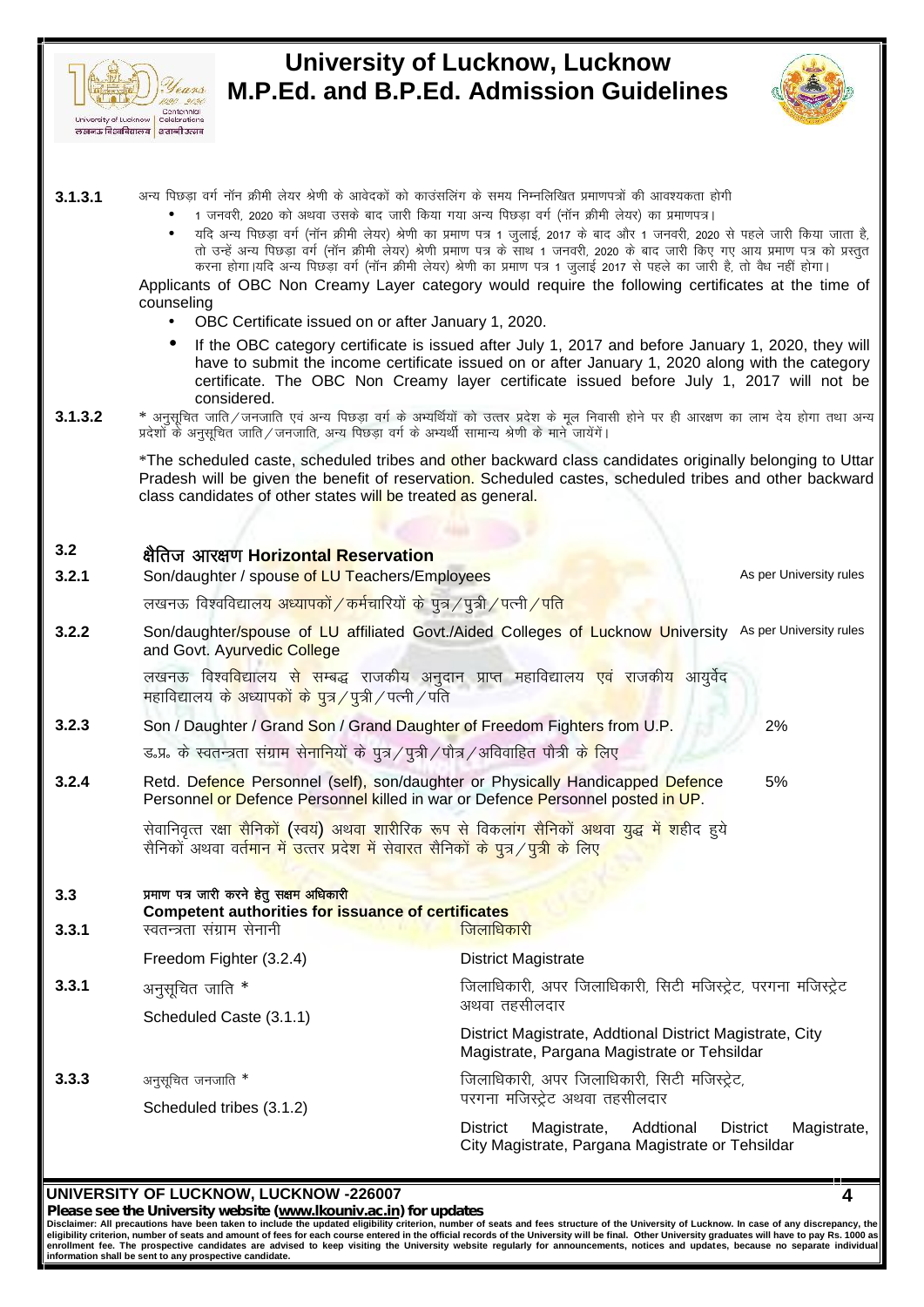**3.1.3.1** अन्य पिछड़ा वर्ग नॉन क्रीमी लेयर श्रेणी के आवेदकों को काउंसलिंग के समय निम्नलिखित प्रमाणपत्रों की आवश्यकता होगी

- 1 जनवरी, 2020 को अथवा उसके बाद जारी किया गया अन्य पिछड़ा वर्ग (नॉन क्रीमी लेयर) का प्रमाणपत्र।
- यदि अन्य पिछड़ा वर्ग (नॉन क्रीमी लेयर) श्रेणी का प्रमाण पत्र 1 जुलाई, 2017 के बाद और 1 जनवरी, 2020 से पहले जारी किया जाता है, तो उन्हें अन्य पिछड़ा वर्ग (नॉन क्रीमी लेयर) श्रेणी प्रमाण पत्र के साथ 1 जनवरी, 2020 के बाद जारी किए गए आय प्रमाण पत्र को प्रस्तुत करना होगा।यदि अन्य पिछड़ा वर्ग (नॉन क्रीमी लेयर) श्रेणी का प्रमाण पत्र 1 जुलाई 2017 से पहले का जारी है, तो वैध नहीं होगा।

Applicants of OBC Non Creamy Layer category would require the following certificates at the time of counseling

- OBC Certificate issued on or after January 1, 2020.
- If the OBC category certificate is issued after July 1, 2017 and before January 1, 2020, they will have to submit the income certificate issued on or after January 1, 2020 along with the category certificate. The OBC Non Creamy layer certificate issued before July 1, 2017 will not be considered.

**3.1.3.2** * अनुसूचित जाति/जनजाति एवं अन्य पिछड़ा वर्ग के अभ्यर्थियों को उत्तर प्रदेश के मूल निवासी होने पर ही आरक्षण का लाभ देय होगा तथा अन्य प्रदेशों के अनुसूचित जाति/जनजाति, अन्य पिछड़ा वर्ग के अभ्यर्थी सामान्य श्रेणी के माने जायेंगें।

*The scheduled caste, scheduled tribes and other backward class candidates originally belonging to Uttar Pradesh will be given the benefit of reservation. Scheduled castes, scheduled tribes and other backward class candidates of other states will be treated as general.

## 3.2 क्षैतिज आरक्षण Horizontal Reservation

| | | |
|---|---|---|
| **3.2.1** | Son/daughter / spouse of LU Teachers/Employees<br>लखनऊ विश्वविद्यालय अध्यापकों/कर्मचारियों के पुत्र/पुत्री/पत्नी/पति | As per University rules |
| **3.2.2** | Son/daughter/spouse of LU affiliated Govt./Aided Colleges of Lucknow University and Govt. Ayurvedic College<br>लखनऊ विश्वविद्यालय से सम्बद्ध राजकीय अनुदान प्राप्त महाविद्यालय एवं राजकीय आयुर्वेद महाविद्यालय के अध्यापकों के पुत्र/पुत्री/पत्नी/पति | As per University rules |
| **3.2.3** | Son / Daughter / Grand Son / Grand Daughter of Freedom Fighters from U.P.<br>उ०प्र० के स्वतन्त्रता संग्राम सेनानियों के पुत्र/पुत्री/पौत्र/अविवाहित पौत्री के लिए | 2% |
| **3.2.4** | Retd. Defence Personnel (self), son/daughter or Physically Handicapped Defence Personnel or Defence Personnel killed in war or Defence Personnel posted in UP.<br>सेवानिवृत्त रक्षा सैनिकों (स्वयं) अथवा शारीरिक रूप से विकलांग सैनिकों अथवा युद्ध में शहीद हुये सैनिकों अथवा वर्तमान में उत्तर प्रदेश में सेवारत सैनिकों के पुत्र/पुत्री के लिए | 5% |

## 3.3 प्रमाण पत्र जारी करने हेतु सक्षम अधिकारी Competent authorities for issuance of certificates

| | | |
|---|---|---|
| **3.3.1** | स्वतन्त्रता संग्राम सेनानी<br>Freedom Fighter (3.2.4) | जिलाधिकारी<br>District Magistrate |
| **3.3.1** | अनुसूचित जाति *<br>Scheduled Caste (3.1.1) | जिलाधिकारी, अपर जिलाधिकारी, सिटी मजिस्ट्रेट, परगना मजिस्ट्रेट अथवा तहसीलदार<br>District Magistrate, Addtional District Magistrate, City Magistrate, Pargana Magistrate or Tehsildar |
| **3.3.3** | अनुसूचित जनजाति *<br>Scheduled tribes (3.1.2) | जिलाधिकारी, अपर जिलाधिकारी, सिटी मजिस्ट्रेट, परगना मजिस्ट्रेट अथवा तहसीलदार<br>District Magistrate, Addtional District Magistrate, City Magistrate, Pargana Magistrate or Tehsildar |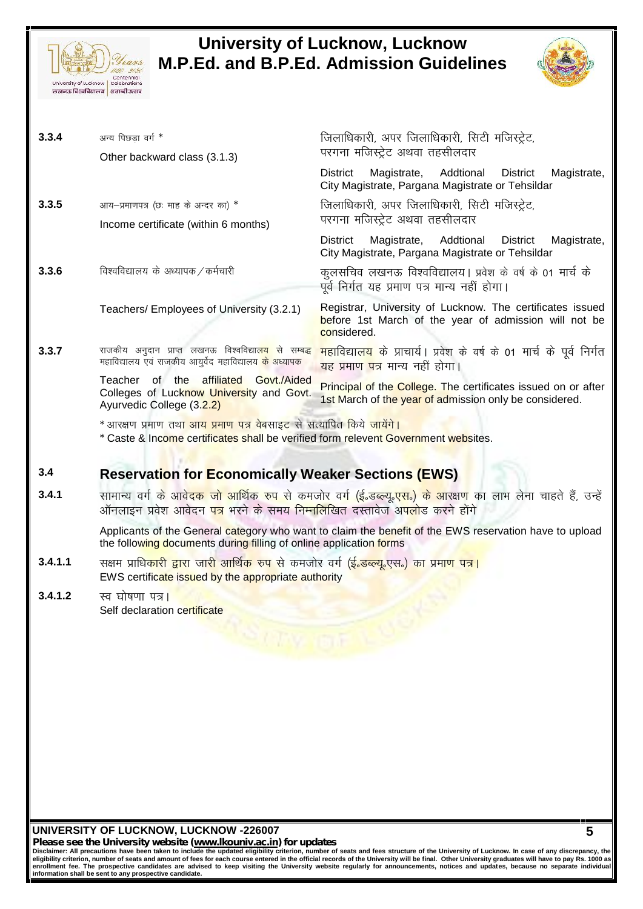| | | |
|---|---|---|
| 3.3.4 | अन्य पिछड़ा वर्ग *<br>Other backward class (3.1.3) | जिलाधिकारी, अपर जिलाधिकारी, सिटी मजिस्ट्रेट, परगना मजिस्ट्रेट अथवा तहसीलदार<br>District Magistrate, Addtional District Magistrate, City Magistrate, Pargana Magistrate or Tehsildar |
| 3.3.5 | आय–प्रमाणपत्र (छः माह के अन्दर का) *<br>Income certificate (within 6 months) | जिलाधिकारी, अपर जिलाधिकारी, सिटी मजिस्ट्रेट, परगना मजिस्ट्रेट अथवा तहसीलदार<br>District Magistrate, Addtional District Magistrate, City Magistrate, Pargana Magistrate or Tehsildar |
| 3.3.6 | विश्वविद्यालय के अध्यापक / कर्मचारी<br>Teachers/ Employees of University (3.2.1) | कुलसचिव लखनऊ विश्वविद्यालय। प्रवेश के वर्ष के 01 मार्च के पूर्व निर्गत यह प्रमाण पत्र मान्य नहीं होगा।<br>Registrar, University of Lucknow. The certificates issued before 1st March of the year of admission will not be considered. |
| 3.3.7 | राजकीय अनुदान प्राप्त लखनऊ विश्वविद्यालय से सम्बद्ध महाविद्यालय एवं राजकीय आयुर्वेद महाविद्यालय के अध्यापक<br>Teacher of the affiliated Govt./Aided Colleges of Lucknow University and Govt. Ayurvedic College (3.2.2) | महाविद्यालय के प्राचार्य। प्रवेश के वर्ष के 01 मार्च के पूर्व निर्गत यह प्रमाण पत्र मान्य नहीं होगा।<br>Principal of the College. The certificates issued on or after 1st March of the year of admission only be considered. |

* आरक्षण प्रमाण तथा आय प्रमाण पत्र वेबसाइट से सत्यापित किये जायेंगे।
* Caste & Income certificates shall be verified form relevent Government websites.

## 3.4 Reservation for Economically Weaker Sections (EWS)

**3.4.1** सामान्य वर्ग के आवेदक जो आर्थिक रुप से कमजोर वर्ग (ई॰डब्ल्यू॰एस॰) के आरक्षण का लाभ लेना चाहते हैं, उन्हें ऑनलाइन प्रवेश आवेदन पत्र भरने के समय निम्नलिखित दस्तावेज अपलोड करने होंगे

Applicants of the General category who want to claim the benefit of the EWS reservation have to upload the following documents during filling of online application forms

**3.4.1.1** सक्षम प्राधिकारी द्वारा जारी आर्थिक रुप से कमजोर वर्ग (ई॰डब्ल्यू॰एस॰) का प्रमाण पत्र।
EWS certificate issued by the appropriate authority

**3.4.1.2** स्व घोषणा पत्र।
Self declaration certificate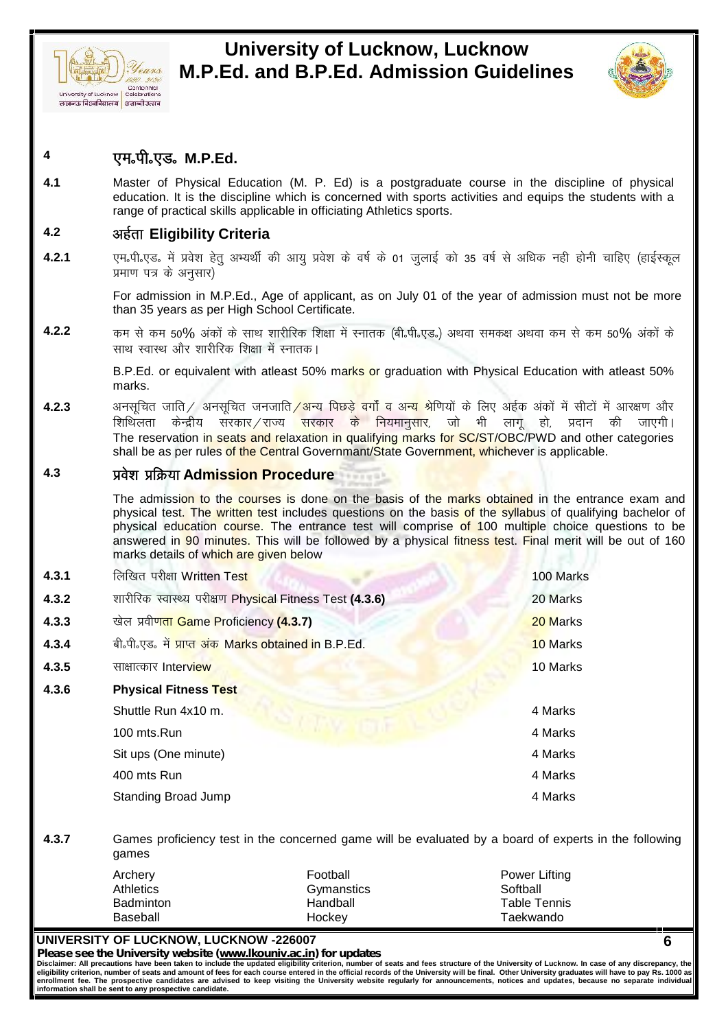## 4 एम॰पी॰एड॰ M.P.Ed.

**4.1** Master of Physical Education (M. P. Ed) is a postgraduate course in the discipline of physical education. It is the discipline which is concerned with sports activities and equips the students with a range of practical skills applicable in officiating Athletics sports.

### 4.2 अर्हता Eligibility Criteria

**4.2.1** एम॰पी॰एड॰ में प्रवेश हेतु अभ्यर्थी की आयु प्रवेश के वर्ष के 01 जुलाई को 35 वर्ष से अधिक नही होनी चाहिए (हाईस्कूल प्रमाण पत्र के अनुसार)

For admission in M.P.Ed., Age of applicant, as on July 01 of the year of admission must not be more than 35 years as per High School Certificate.

**4.2.2** कम से कम 50% अंकों के साथ शारीरिक शिक्षा में स्नातक (बी॰पी॰एड॰) अथवा समकक्ष अथवा कम से कम 50% अंकों के साथ स्वास्थ और शारीरिक शिक्षा में स्नातक।

B.P.Ed. or equivalent with atleast 50% marks or graduation with Physical Education with atleast 50% marks.

**4.2.3** अनसूचित जाति/ अनसूचित जनजाति/अन्य पिछड़े वर्गो व अन्य श्रेणियों के लिए अर्हक अंकों में सीटों में आरक्षण और शिथिलता केन्द्रीय सरकार/राज्य सरकार के नियमानुसार, जो भी लागू हो, प्रदान की जाएगी। The reservation in seats and relaxation in qualifying marks for SC/ST/OBC/PWD and other categories shall be as per rules of the Central Governmant/State Government, whichever is applicable.

### 4.3 प्रवेश प्रक्रिया Admission Procedure

The admission to the courses is done on the basis of the marks obtained in the entrance exam and physical test. The written test includes questions on the basis of the syllabus of qualifying bachelor of physical education course. The entrance test will comprise of 100 multiple choice questions to be answered in 90 minutes. This will be followed by a physical fitness test. Final merit will be out of 160 marks details of which are given below

| | | |
|---|---|---|
| 4.3.1 | लिखित परीक्षा Written Test | 100 Marks |
| 4.3.2 | शारीरिक स्वास्थ्य परीक्षण Physical Fitness Test **(4.3.6)** | 20 Marks |
| 4.3.3 | खेल प्रवीणता Game Proficiency **(4.3.7)** | 20 Marks |
| 4.3.4 | बी॰पी॰एड॰ में प्राप्त अंक Marks obtained in B.P.Ed. | 10 Marks |
| 4.3.5 | साक्षात्कार Interview | 10 Marks |
| 4.3.6 | **Physical Fitness Test** | |
| | Shuttle Run 4x10 m. | 4 Marks |
| | 100 mts.Run | 4 Marks |
| | Sit ups (One minute) | 4 Marks |
| | 400 mts Run | 4 Marks |
| | Standing Broad Jump | 4 Marks |

**4.3.7** Games proficiency test in the concerned game will be evaluated by a board of experts in the following games

| | | |
|---|---|---|
| Archery | Football | Power Lifting |
| Athletics | Gymanstics | Softball |
| Badminton | Handball | Table Tennis |
| Baseball | Hockey | Taekwando |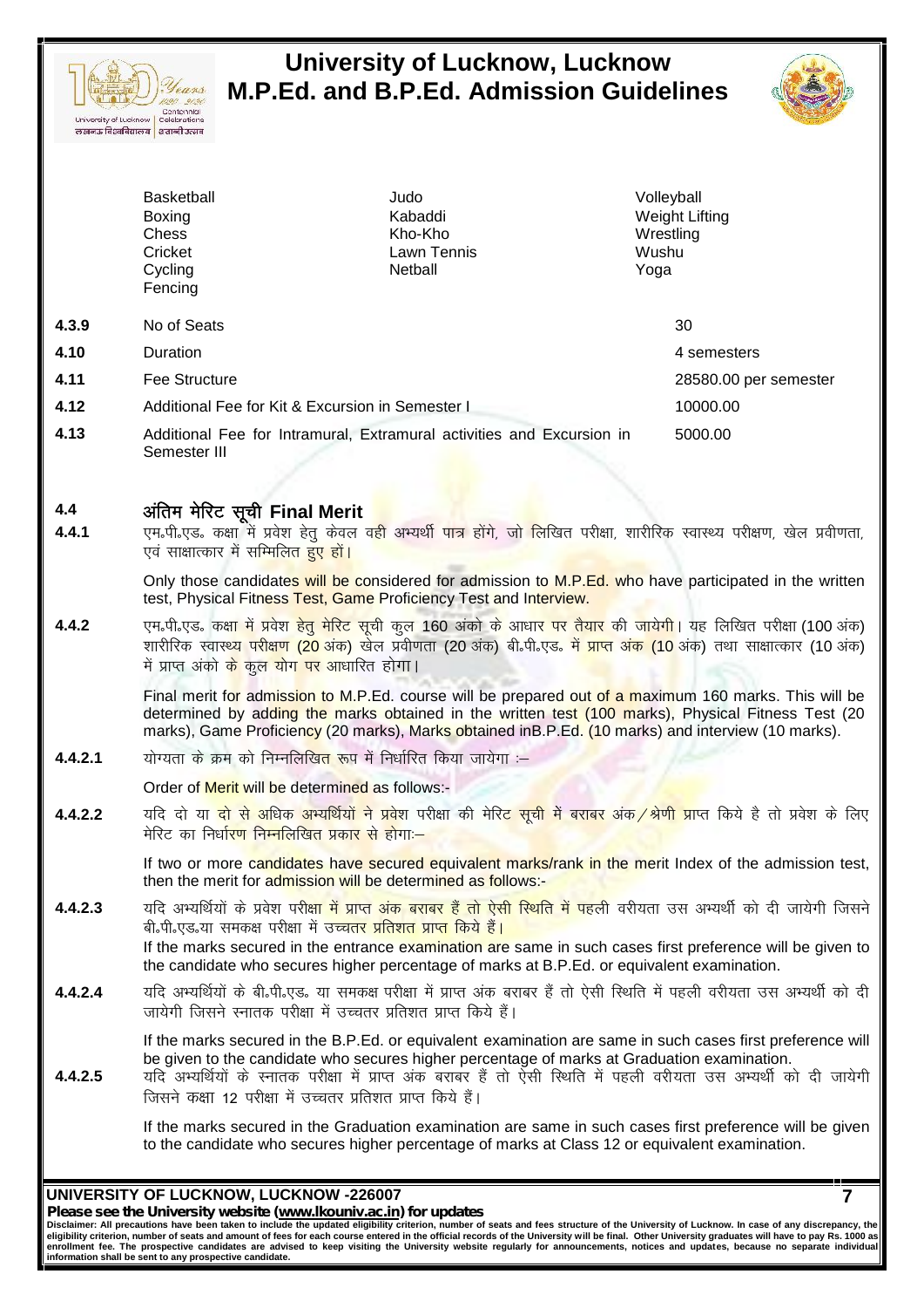| | | |
|---|---|---|
| Basketball | Judo | Volleyball |
| Boxing | Kabaddi | Weight Lifting |
| Chess | Kho-Kho | Wrestling |
| Cricket | Lawn Tennis | Wushu |
| Cycling | Netball | Yoga |
| Fencing | | |

| | | |
|---|---|---|
| 4.3.9 | No of Seats | 30 |
| 4.10 | Duration | 4 semesters |
| 4.11 | Fee Structure | 28580.00 per semester |
| 4.12 | Additional Fee for Kit & Excursion in Semester I | 10000.00 |
| 4.13 | Additional Fee for Intramural, Extramural activities and Excursion in Semester III | 5000.00 |

## 4.4 अंतिम मेरिट सूची Final Merit

**4.4.1** एम॰पी॰एड॰ कक्षा में प्रवेश हेतु केवल वही अभ्यर्थी पात्र होंगे, जो लिखित परीक्षा, शारीरिक स्वास्थ्य परीक्षण, खेल प्रवीणता, एवं साक्षात्कार में सम्मिलित हुए हों।

Only those candidates will be considered for admission to M.P.Ed. who have participated in the written test, Physical Fitness Test, Game Proficiency Test and Interview.

**4.4.2** एम॰पी॰एड॰ कक्षा में प्रवेश हेतु मेरिट सूची कुल 160 अंको के आधार पर तैयार की जायेगी। यह लिखित परीक्षा (100 अंक) शारीरिक स्वास्थ्य परीक्षण (20 अंक) खेल प्रवीणता (20 अंक) बी॰पी॰एड॰ में प्राप्त अंक (10 अंक) तथा साक्षात्कार (10 अंक) में प्राप्त अंको के कुल योग पर आधारित होगा।

Final merit for admission to M.P.Ed. course will be prepared out of a maximum 160 marks. This will be determined by adding the marks obtained in the written test (100 marks), Physical Fitness Test (20 marks), Game Proficiency (20 marks), Marks obtained inB.P.Ed. (10 marks) and interview (10 marks).

**4.4.2.1** योग्यता के क्रम को निम्नलिखित रूप में निर्धारित किया जायेगा :–

Order of Merit will be determined as follows:-

**4.4.2.2** यदि दो या दो से अधिक अभ्यर्थियों ने प्रवेश परीक्षा की मेरिट सूची में बराबर अंक/श्रेणी प्राप्त किये है तो प्रवेश के लिए मेरिट का निर्धारण निम्नलिखित प्रकार से होगा:–

If two or more candidates have secured equivalent marks/rank in the merit Index of the admission test, then the merit for admission will be determined as follows:-

**4.4.2.3** यदि अभ्यर्थियों के प्रवेश परीक्षा में प्राप्त अंक बराबर हैं तो ऐसी स्थिति में पहली वरीयता उस अभ्यर्थी को दी जायेगी जिसने बी॰पी॰एड॰या समकक्ष परीक्षा में उच्चतर प्रतिशत प्राप्त किये हैं।

If the marks secured in the entrance examination are same in such cases first preference will be given to the candidate who secures higher percentage of marks at B.P.Ed. or equivalent examination.

**4.4.2.4** यदि अभ्यर्थियों के बी॰पी॰एड॰ या समकक्ष परीक्षा में प्राप्त अंक बराबर हैं तो ऐसी स्थिति में पहली वरीयता उस अभ्यर्थी को दी जायेगी जिसने स्नातक परीक्षा में उच्चतर प्रतिशत प्राप्त किये हैं।

If the marks secured in the B.P.Ed. or equivalent examination are same in such cases first preference will be given to the candidate who secures higher percentage of marks at Graduation examination.

**4.4.2.5** यदि अभ्यर्थियों के स्नातक परीक्षा में प्राप्त अंक बराबर हैं तो ऐसी स्थिति में पहली वरीयता उस अभ्यर्थी को दी जायेगी जिसने कक्षा 12 परीक्षा में उच्चतर प्रतिशत प्राप्त किये हैं।

If the marks secured in the Graduation examination are same in such cases first preference will be given to the candidate who secures higher percentage of marks at Class 12 or equivalent examination.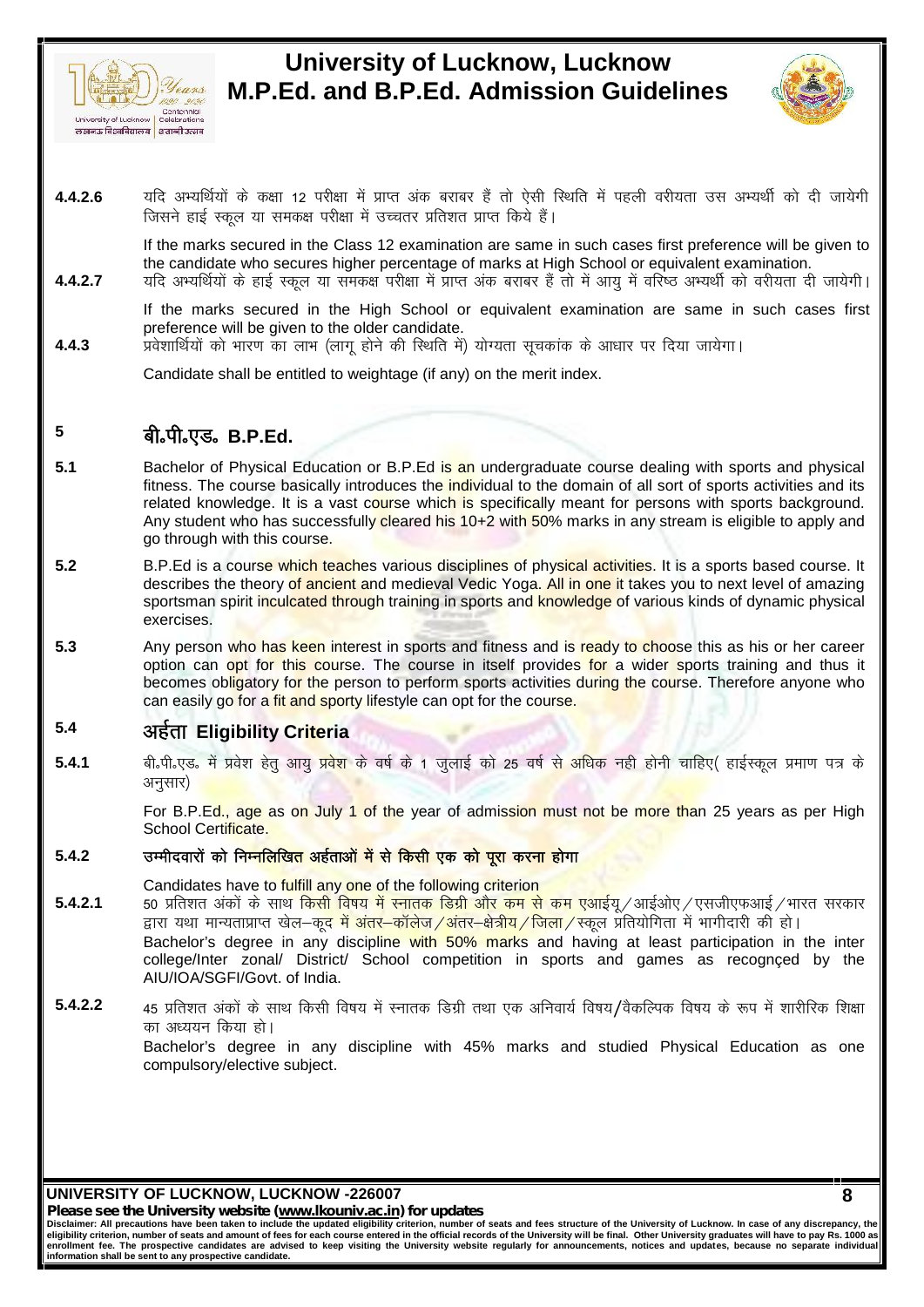**4.4.2.6** यदि अभ्यर्थियों के कक्षा 12 परीक्षा में प्राप्त अंक बराबर हैं तो ऐसी स्थिति में पहली वरीयता उस अभ्यर्थी को दी जायेगी जिसने हाई स्कूल या समकक्ष परीक्षा में उच्चतर प्रतिशत प्राप्त किये हैं।

If the marks secured in the Class 12 examination are same in such cases first preference will be given to the candidate who secures higher percentage of marks at High School or equivalent examination.

**4.4.2.7** यदि अभ्यर्थियों के हाई स्कूल या समकक्ष परीक्षा में प्राप्त अंक बराबर हैं तो में आयु में वरिष्ठ अभ्यर्थी को वरीयता दी जायेगी।

If the marks secured in the High School or equivalent examination are same in such cases first preference will be given to the older candidate.

**4.4.3** प्रवेशार्थियों को भारण का लाभ (लागू होने की स्थिति में) योग्यता सूचकांक के आधार पर दिया जायेगा।

Candidate shall be entitled to weightage (if any) on the merit index.

## 5 बी॰पी॰एड॰ B.P.Ed.

**5.1** Bachelor of Physical Education or B.P.Ed is an undergraduate course dealing with sports and physical fitness. The course basically introduces the individual to the domain of all sort of sports activities and its related knowledge. It is a vast course which is specifically meant for persons with sports background. Any student who has successfully cleared his 10+2 with 50% marks in any stream is eligible to apply and go through with this course.

**5.2** B.P.Ed is a course which teaches various disciplines of physical activities. It is a sports based course. It describes the theory of ancient and medieval Vedic Yoga. All in one it takes you to next level of amazing sportsman spirit inculcated through training in sports and knowledge of various kinds of dynamic physical exercises.

**5.3** Any person who has keen interest in sports and fitness and is ready to choose this as his or her career option can opt for this course. The course in itself provides for a wider sports training and thus it becomes obligatory for the person to perform sports activities during the course. Therefore anyone who can easily go for a fit and sporty lifestyle can opt for the course.

### 5.4 अर्हता Eligibility Criteria

**5.4.1** बी॰पी॰एड॰ में प्रवेश हेतु आयु प्रवेश के वर्ष के 1 जुलाई को 25 वर्ष से अधिक नही होनी चाहिए( हाईस्कूल प्रमाण पत्र के अनुसार)

For B.P.Ed., age as on July 1 of the year of admission must not be more than 25 years as per High School Certificate.

**5.4.2 उम्मीदवारों को निम्नलिखित अर्हताओं में से किसी एक को पूरा करना होगा**

Candidates have to fulfill any one of the following criterion

**5.4.2.1** 50 प्रतिशत अंकों के साथ किसी विषय में स्नातक डिग्री और कम से कम एआईयू/आईओए/एसजीएफआई/भारत सरकार द्वारा यथा मान्यताप्राप्त खेल–कूद में अंतर–कॉलेज/अंतर–क्षेत्रीय/जिला/स्कूल प्रतियोगिता में भागीदारी की हो।

Bachelor's degree in any discipline with 50% marks and having at least participation in the inter college/Inter zonal/ District/ School competition in sports and games as recognçed by the AIU/IOA/SGFI/Govt. of India.

**5.4.2.2** 45 प्रतिशत अंकों के साथ किसी विषय में स्नातक डिग्री तथा एक अनिवार्य विषय/वैकल्पिक विषय के रूप में शारीरिक शिक्षा का अध्ययन किया हो।

Bachelor's degree in any discipline with 45% marks and studied Physical Education as one compulsory/elective subject.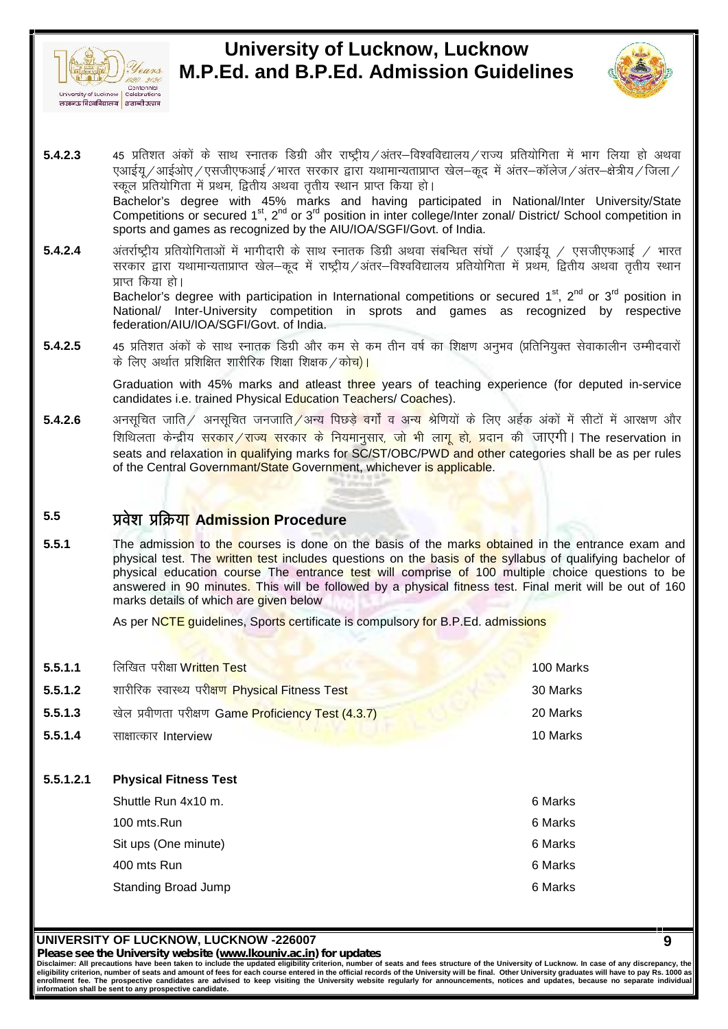**5.4.2.3** 45 प्रतिशत अंकों के साथ स्नातक डिग्री और राष्ट्रीय/अंतर–विश्वविद्यालय/राज्य प्रतियोगिता में भाग लिया हो अथवा एआईयू/आईओए/एसजीएफआई/भारत सरकार द्वारा यथामान्यताप्राप्त खेल–कूद में अंतर–कॉलेज/अंतर–क्षेत्रीय/जिला/स्कूल प्रतियोगिता में प्रथम, द्वितीय अथवा तृतीय स्थान प्राप्त किया हो।

Bachelor's degree with 45% marks and having participated in National/Inter University/State Competitions or secured 1st, 2nd or 3rd position in inter college/Inter zonal/ District/ School competition in sports and games as recognized by the AIU/IOA/SGFI/Govt. of India.

**5.4.2.4** अंतर्राष्ट्रीय प्रतियोगिताओं में भागीदारी के साथ स्नातक डिग्री अथवा संबन्धित संघों / एआईयू / एसजीएफआई / भारत सरकार द्वारा यथामान्यताप्राप्त खेल–कूद में राष्ट्रीय/अंतर–विश्वविद्यालय प्रतियोगिता में प्रथम, द्वितीय अथवा तृतीय स्थान प्राप्त किया हो।

Bachelor's degree with participation in International competitions or secured 1st, 2nd or 3rd position in National/ Inter-University competition in sprots and games as recognized by respective federation/AIU/IOA/SGFI/Govt. of India.

**5.4.2.5** 45 प्रतिशत अंकों के साथ स्नातक डिग्री और कम से कम तीन वर्ष का शिक्षण अनुभव (प्रतिनियुक्त सेवाकालीन उम्मीदवारों के लिए अर्थात प्रशिक्षित शारीरिक शिक्षा शिक्षक/कोच)।

Graduation with 45% marks and atleast three years of teaching experience (for deputed in-service candidates i.e. trained Physical Education Teachers/ Coaches).

**5.4.2.6** अनसूचित जाति/ अनसूचित जनजाति/अन्य पिछड़े वर्गों व अन्य श्रेणियों के लिए अर्हक अंकों में सीटों में आरक्षण और शिथिलता केन्द्रीय सरकार/राज्य सरकार के नियमानुसार, जो भी लागू हो, प्रदान की जाएगी। The reservation in seats and relaxation in qualifying marks for SC/ST/OBC/PWD and other categories shall be as per rules of the Central Governmant/State Government, whichever is applicable.

## 5.5 प्रवेश प्रक्रिया Admission Procedure

**5.5.1** The admission to the courses is done on the basis of the marks obtained in the entrance exam and physical test. The written test includes questions on the basis of the syllabus of qualifying bachelor of physical education course The entrance test will comprise of 100 multiple choice questions to be answered in 90 minutes. This will be followed by a physical fitness test. Final merit will be out of 160 marks details of which are given below

As per NCTE guidelines, Sports certificate is compulsory for B.P.Ed. admissions

| | | |
|---|---|---|
| 5.5.1.1 | लिखित परीक्षा Written Test | 100 Marks |
| 5.5.1.2 | शारीरिक स्वास्थ्य परीक्षण Physical Fitness Test | 30 Marks |
| 5.5.1.3 | खेल प्रवीणता परीक्षण Game Proficiency Test (4.3.7) | 20 Marks |
| 5.5.1.4 | साक्षात्कार Interview | 10 Marks |

**5.5.1.2.1 Physical Fitness Test**

| | |
|---|---|
| Shuttle Run 4x10 m. | 6 Marks |
| 100 mts.Run | 6 Marks |
| Sit ups (One minute) | 6 Marks |
| 400 mts Run | 6 Marks |
| Standing Broad Jump | 6 Marks |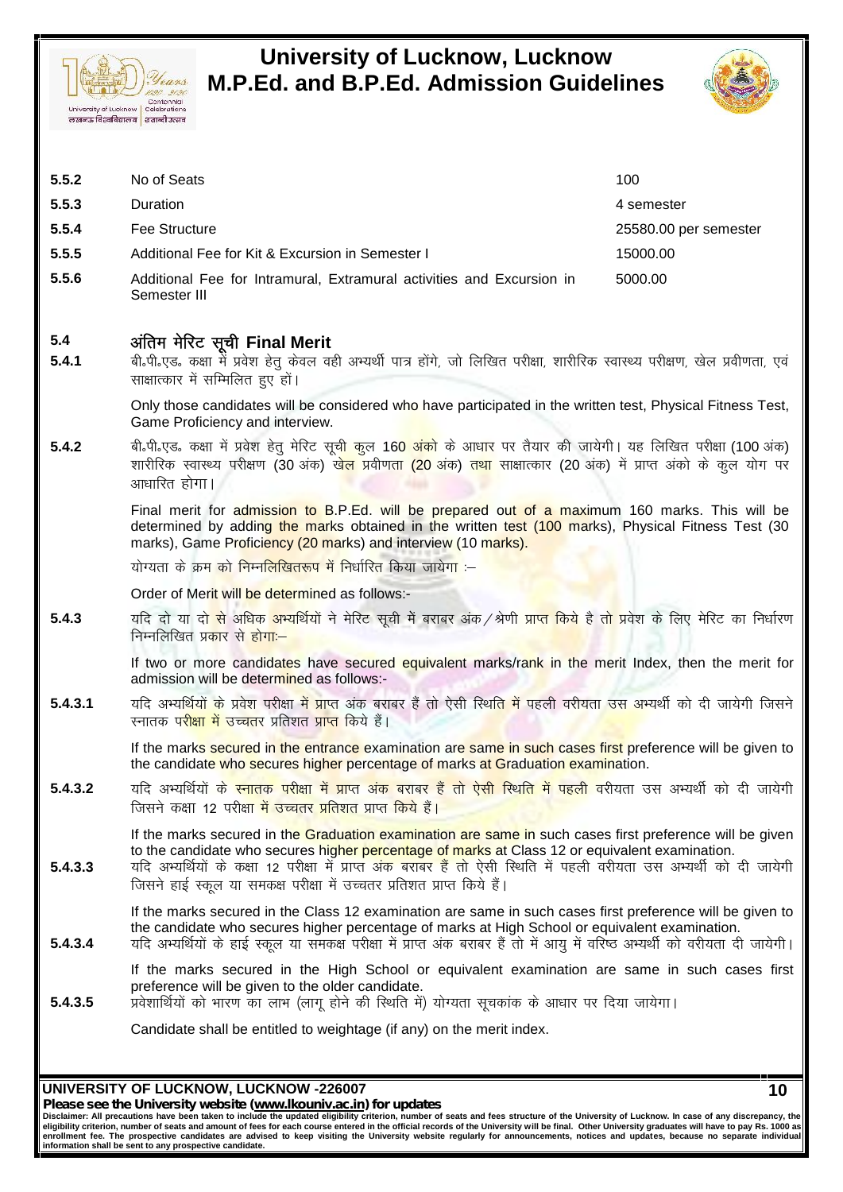| | | |
|---|---|---|
| **5.5.2** | No of Seats | 100 |
| **5.5.3** | Duration | 4 semester |
| **5.5.4** | Fee Structure | 25580.00 per semester |
| **5.5.5** | Additional Fee for Kit & Excursion in Semester I | 15000.00 |
| **5.5.6** | Additional Fee for Intramural, Extramural activities and Excursion in Semester III | 5000.00 |

## 5.4 अंतिम मेरिट सूची Final Merit

**5.4.1** बी॰पी॰एड॰ कक्षा में प्रवेश हेतु केवल वही अभ्यर्थी पात्र होंगे, जो लिखित परीक्षा, शारीरिक स्वास्थ्य परीक्षण, खेल प्रवीणता, एवं साक्षात्कार में सम्मिलित हुए हों।

Only those candidates will be considered who have participated in the written test, Physical Fitness Test, Game Proficiency and interview.

**5.4.2** बी॰पी॰एड॰ कक्षा में प्रवेश हेतु मेरिट सूची कुल 160 अंको के आधार पर तैयार की जायेगी। यह लिखित परीक्षा (100 अंक) शारीरिक स्वास्थ्य परीक्षण (30 अंक) खेल प्रवीणता (20 अंक) तथा साक्षात्कार (20 अंक) में प्राप्त अंको के कुल योग पर आधारित होगा।

Final merit for admission to B.P.Ed. will be prepared out of a maximum 160 marks. This will be determined by adding the marks obtained in the written test (100 marks), Physical Fitness Test (30 marks), Game Proficiency (20 marks) and interview (10 marks).

योग्यता के क्रम को निम्नलिखितरूप में निर्धारित किया जायेगा :–

Order of Merit will be determined as follows:-

**5.4.3** यदि दो या दो से अधिक अभ्यर्थियों ने मेरिट सूची में बराबर अंक/श्रेणी प्राप्त किये है तो प्रवेश के लिए मेरिट का निर्धारण निम्नलिखित प्रकार से होगा:–

If two or more candidates have secured equivalent marks/rank in the merit Index, then the merit for admission will be determined as follows:-

**5.4.3.1** यदि अभ्यर्थियों के प्रवेश परीक्षा में प्राप्त अंक बराबर हैं तो ऐसी स्थिति में पहली वरीयता उस अभ्यर्थी को दी जायेगी जिसने स्नातक परीक्षा में उच्चतर प्रतिशत प्राप्त किये हैं।

If the marks secured in the entrance examination are same in such cases first preference will be given to the candidate who secures higher percentage of marks at Graduation examination.

**5.4.3.2** यदि अभ्यर्थियों के स्नातक परीक्षा में प्राप्त अंक बराबर हैं तो ऐसी स्थिति में पहली वरीयता उस अभ्यर्थी को दी जायेगी जिसने कक्षा 12 परीक्षा में उच्चतर प्रतिशत प्राप्त किये हैं।

If the marks secured in the Graduation examination are same in such cases first preference will be given to the candidate who secures higher percentage of marks at Class 12 or equivalent examination.

**5.4.3.3** यदि अभ्यर्थियों के कक्षा 12 परीक्षा में प्राप्त अंक बराबर हैं तो ऐसी स्थिति में पहली वरीयता उस अभ्यर्थी को दी जायेगी जिसने हाई स्कूल या समकक्ष परीक्षा में उच्चतर प्रतिशत प्राप्त किये हैं।

If the marks secured in the Class 12 examination are same in such cases first preference will be given to the candidate who secures higher percentage of marks at High School or equivalent examination.

**5.4.3.4** यदि अभ्यर्थियों के हाई स्कूल या समकक्ष परीक्षा में प्राप्त अंक बराबर हैं तो में आयु में वरिष्ठ अभ्यर्थी को वरीयता दी जायेगी।

If the marks secured in the High School or equivalent examination are same in such cases first preference will be given to the older candidate.

**5.4.3.5** प्रवेशार्थियों को भारण का लाभ (लागू होने की स्थिति में) योग्यता सूचकांक के आधार पर दिया जायेगा।

Candidate shall be entitled to weightage (if any) on the merit index.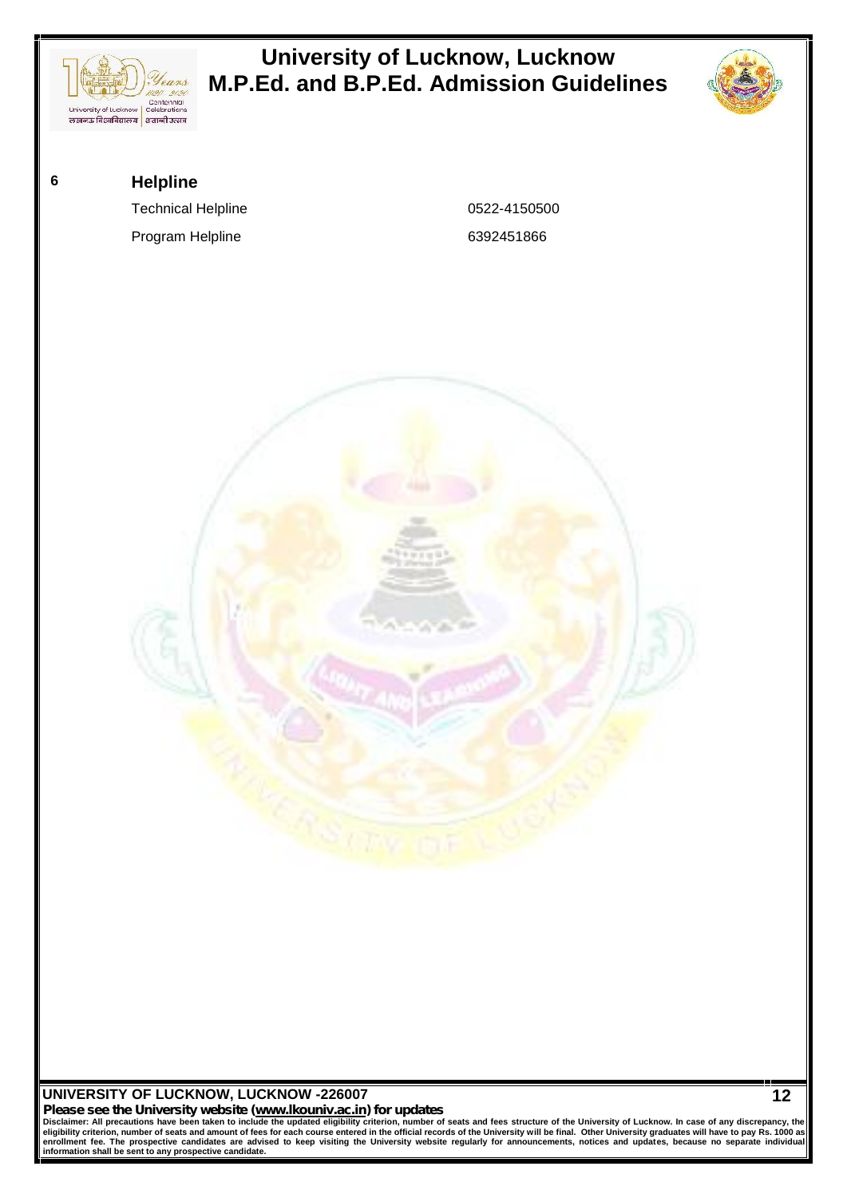## 6 Helpline

| | |
|---|---|
| Technical Helpline | 0522-4150500 |
| Program Helpline | 6392451866 |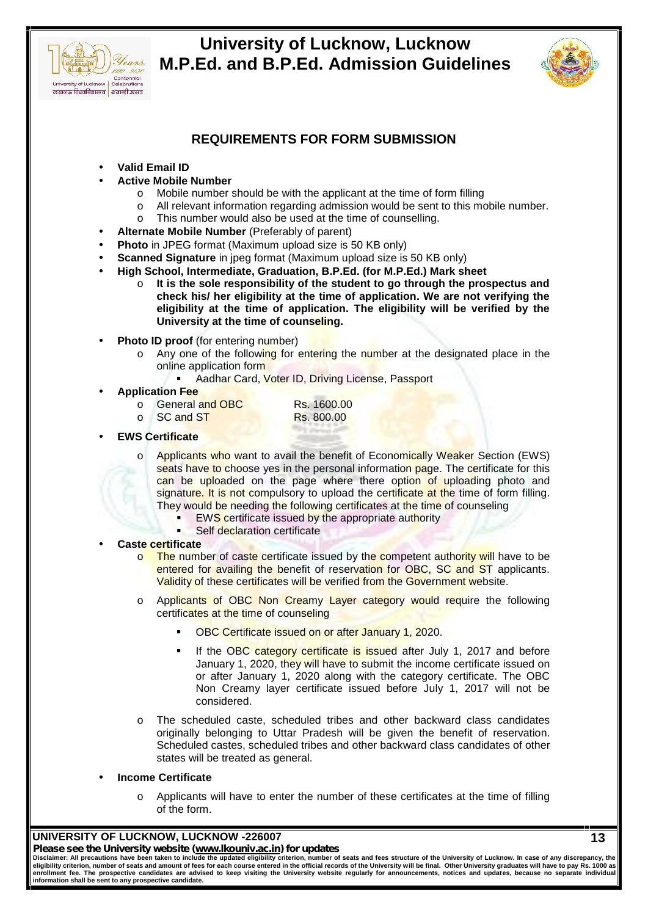## REQUIREMENTS FOR FORM SUBMISSION

- **Valid Email ID**
- **Active Mobile Number**
  - Mobile number should be with the applicant at the time of form filling
  - All relevant information regarding admission would be sent to this mobile number.
  - This number would also be used at the time of counselling.
- **Alternate Mobile Number** (Preferably of parent)
- **Photo** in JPEG format (Maximum upload size is 50 KB only)
- **Scanned Signature** in jpeg format (Maximum upload size is 50 KB only)
- **High School, Intermediate, Graduation, B.P.Ed. (for M.P.Ed.) Mark sheet**
  - **It is the sole responsibility of the student to go through the prospectus and check his/ her eligibility at the time of application. We are not verifying the eligibility at the time of application. The eligibility will be verified by the University at the time of counseling.**
- **Photo ID proof** (for entering number)
  - Any one of the following for entering the number at the designated place in the online application form
    - Aadhar Card, Voter ID, Driving License, Passport
- **Application Fee**

| | |
|---|---|
| General and OBC | Rs. 1600.00 |
| SC and ST | Rs. 800.00 |

- **EWS Certificate**
  - Applicants who want to avail the benefit of Economically Weaker Section (EWS) seats have to choose yes in the personal information page. The certificate for this can be uploaded on the page where there option of uploading photo and signature. It is not compulsory to upload the certificate at the time of form filling. They would be needing the following certificates at the time of counseling
    - EWS certificate issued by the appropriate authority
    - Self declaration certificate
- **Caste certificate**
  - The number of caste certificate issued by the competent authority will have to be entered for availing the benefit of reservation for OBC, SC and ST applicants. Validity of these certificates will be verified from the Government website.
  - Applicants of OBC Non Creamy Layer category would require the following certificates at the time of counseling
    - OBC Certificate issued on or after January 1, 2020.
    - If the OBC category certificate is issued after July 1, 2017 and before January 1, 2020, they will have to submit the income certificate issued on or after January 1, 2020 along with the category certificate. The OBC Non Creamy layer certificate issued before July 1, 2017 will not be considered.
  - The scheduled caste, scheduled tribes and other backward class candidates originally belonging to Uttar Pradesh will be given the benefit of reservation. Scheduled castes, scheduled tribes and other backward class candidates of other states will be treated as general.
- **Income Certificate**
  - Applicants will have to enter the number of these certificates at the time of filling of the form.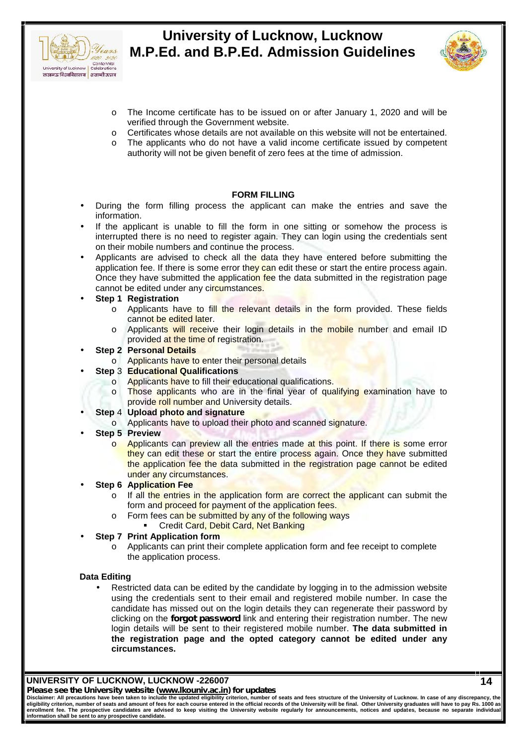- The Income certificate has to be issued on or after January 1, 2020 and will be verified through the Government website.
- Certificates whose details are not available on this website will not be entertained.
- The applicants who do not have a valid income certificate issued by competent authority will not be given benefit of zero fees at the time of admission.

**FORM FILLING**

- During the form filling process the applicant can make the entries and save the information.
- If the applicant is unable to fill the form in one sitting or somehow the process is interrupted there is no need to register again. They can login using the credentials sent on their mobile numbers and continue the process.
- Applicants are advised to check all the data they have entered before submitting the application fee. If there is some error they can edit these or start the entire process again. Once they have submitted the application fee the data submitted in the registration page cannot be edited under any circumstances.
- **Step 1 Registration**
  - Applicants have to fill the relevant details in the form provided. These fields cannot be edited later.
  - Applicants will receive their login details in the mobile number and email ID provided at the time of registration.
- **Step 2 Personal Details**
  - Applicants have to enter their personal details
- **Step 3 Educational Qualifications**
  - Applicants have to fill their educational qualifications.
  - Those applicants who are in the final year of qualifying examination have to provide roll number and University details.
- **Step 4 Upload photo and signature**
  - Applicants have to upload their photo and scanned signature.
- **Step 5 Preview**
  - Applicants can preview all the entries made at this point. If there is some error they can edit these or start the entire process again. Once they have submitted the application fee the data submitted in the registration page cannot be edited under any circumstances.
- **Step 6 Application Fee**
  - If all the entries in the application form are correct the applicant can submit the form and proceed for payment of the application fees.
  - Form fees can be submitted by any of the following ways
    - Credit Card, Debit Card, Net Banking
- **Step 7 Print Application form**
  - Applicants can print their complete application form and fee receipt to complete the application process.

**Data Editing**

- Restricted data can be edited by the candidate by logging in to the admission website using the credentials sent to their email and registered mobile number. In case the candidate has missed out on the login details they can regenerate their password by clicking on the **forgot password** link and entering their registration number. The new login details will be sent to their registered mobile number. **The data submitted in the registration page and the opted category cannot be edited under any circumstances.**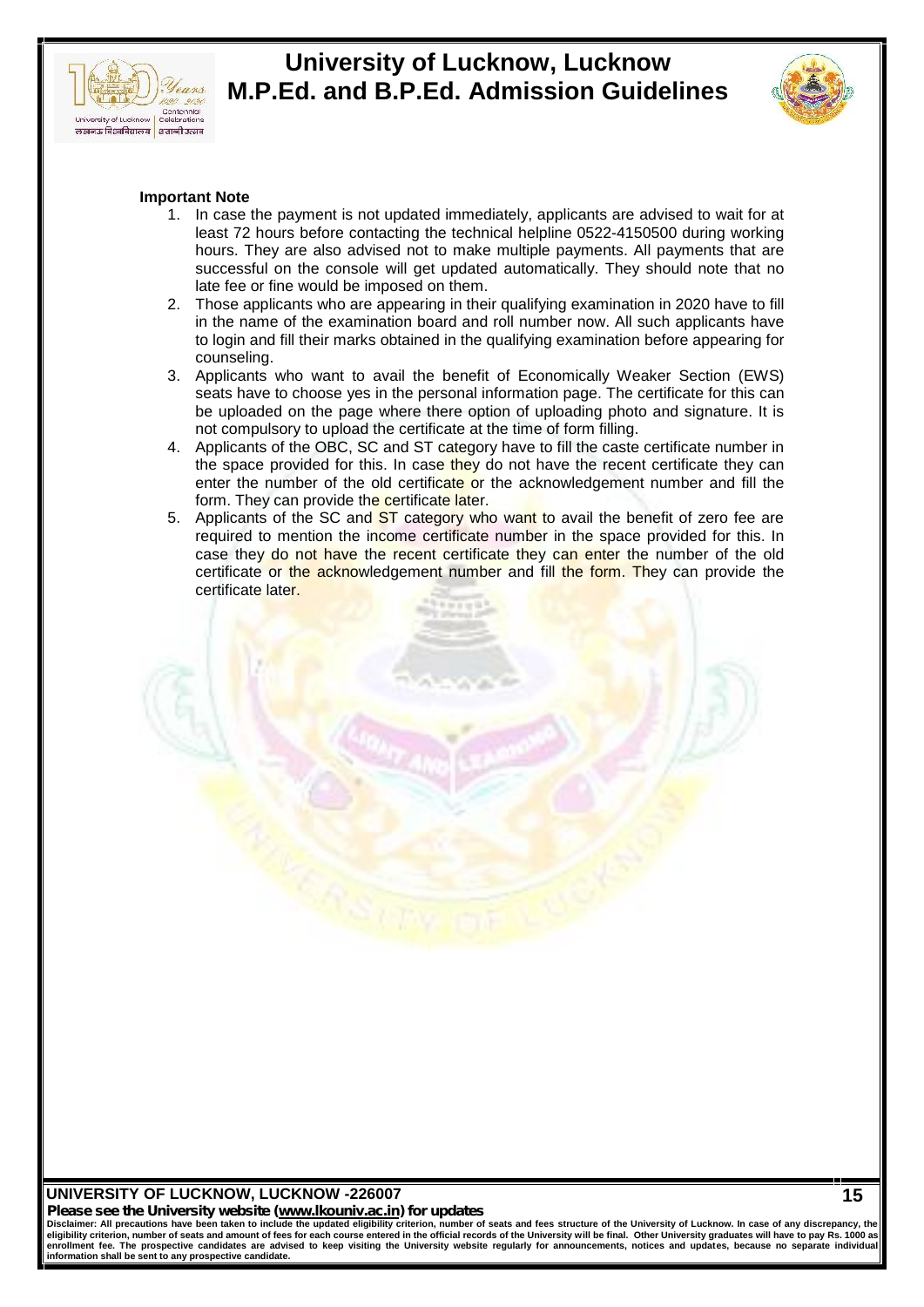**Important Note**

1. In case the payment is not updated immediately, applicants are advised to wait for at least 72 hours before contacting the technical helpline 0522-4150500 during working hours. They are also advised not to make multiple payments. All payments that are successful on the console will get updated automatically. They should note that no late fee or fine would be imposed on them.
2. Those applicants who are appearing in their qualifying examination in 2020 have to fill in the name of the examination board and roll number now. All such applicants have to login and fill their marks obtained in the qualifying examination before appearing for counseling.
3. Applicants who want to avail the benefit of Economically Weaker Section (EWS) seats have to choose yes in the personal information page. The certificate for this can be uploaded on the page where there option of uploading photo and signature. It is not compulsory to upload the certificate at the time of form filling.
4. Applicants of the OBC, SC and ST category have to fill the caste certificate number in the space provided for this. In case they do not have the recent certificate they can enter the number of the old certificate or the acknowledgement number and fill the form. They can provide the certificate later.
5. Applicants of the SC and ST category who want to avail the benefit of zero fee are required to mention the income certificate number in the space provided for this. In case they do not have the recent certificate they can enter the number of the old certificate or the acknowledgement number and fill the form. They can provide the certificate later.